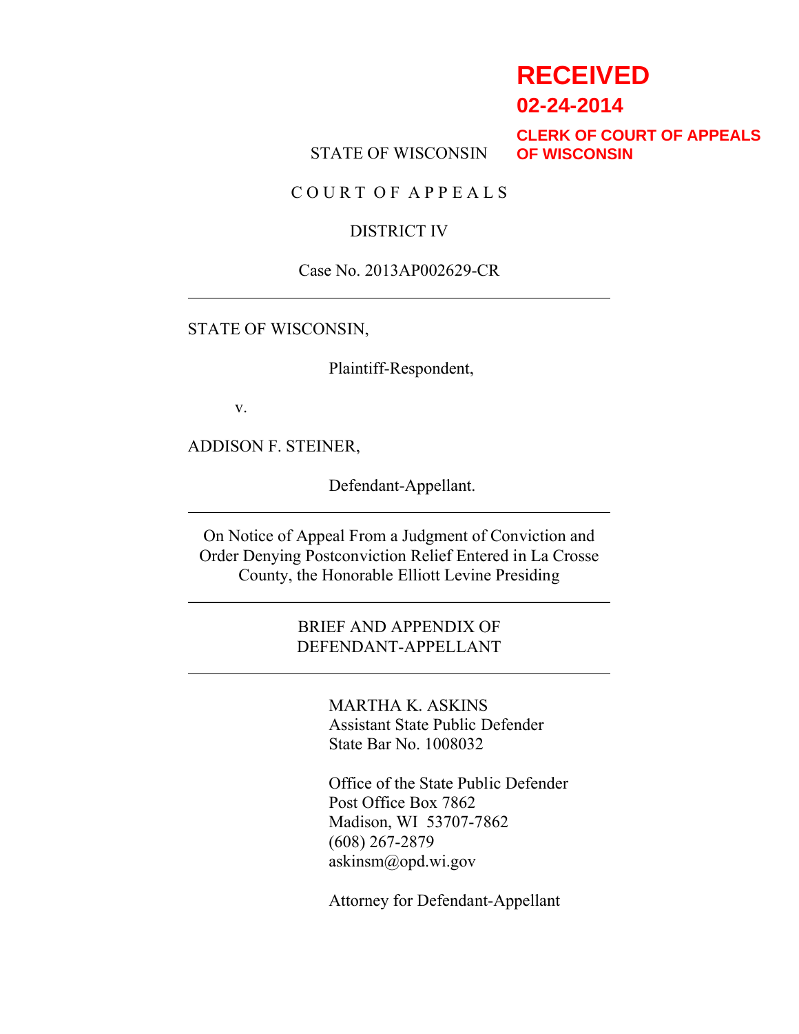**RECEIVED**
**02-24-2014**
**CLERK OF COURT OF APPEALS OF WISCONSIN**

STATE OF WISCONSIN

C O U R T O F A P P E A L S

DISTRICT IV

Case No. 2013AP002629-CR

---

STATE OF WISCONSIN,

Plaintiff-Respondent,

v.

ADDISON F. STEINER,

Defendant-Appellant.

---

On Notice of Appeal From a Judgment of Conviction and Order Denying Postconviction Relief Entered in La Crosse County, the Honorable Elliott Levine Presiding

---

BRIEF AND APPENDIX OF DEFENDANT-APPELLANT

---

MARTHA K. ASKINS
Assistant State Public Defender
State Bar No. 1008032

Office of the State Public Defender
Post Office Box 7862
Madison, WI 53707-7862
(608) 267-2879
askinsm@opd.wi.gov

Attorney for Defendant-Appellant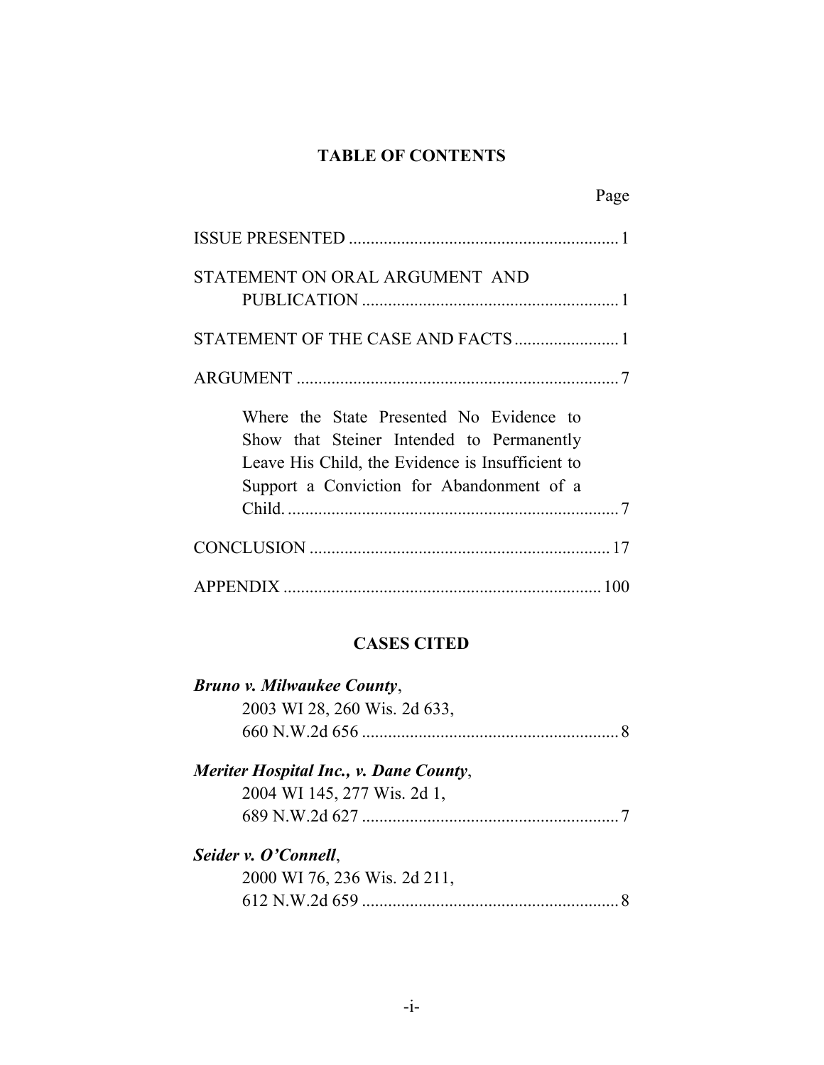## TABLE OF CONTENTS

Page

ISSUE PRESENTED ............................................................. 1

STATEMENT ON ORAL ARGUMENT AND PUBLICATION ........................................................... 1

STATEMENT OF THE CASE AND FACTS ........................ 1

ARGUMENT ......................................................................... 7

Where the State Presented No Evidence to Show that Steiner Intended to Permanently Leave His Child, the Evidence is Insufficient to Support a Conviction for Abandonment of a Child. ............................................................................ 7

CONCLUSION .................................................................... 17

APPENDIX ........................................................................ 100

## CASES CITED

***Bruno v. Milwaukee County***,
2003 WI 28, 260 Wis. 2d 633,
660 N.W.2d 656 ........................................................... 8

***Meriter Hospital Inc., v. Dane County***,
2004 WI 145, 277 Wis. 2d 1,
689 N.W.2d 627 ........................................................... 7

***Seider v. O'Connell***,
2000 WI 76, 236 Wis. 2d 211,
612 N.W.2d 659 ........................................................... 8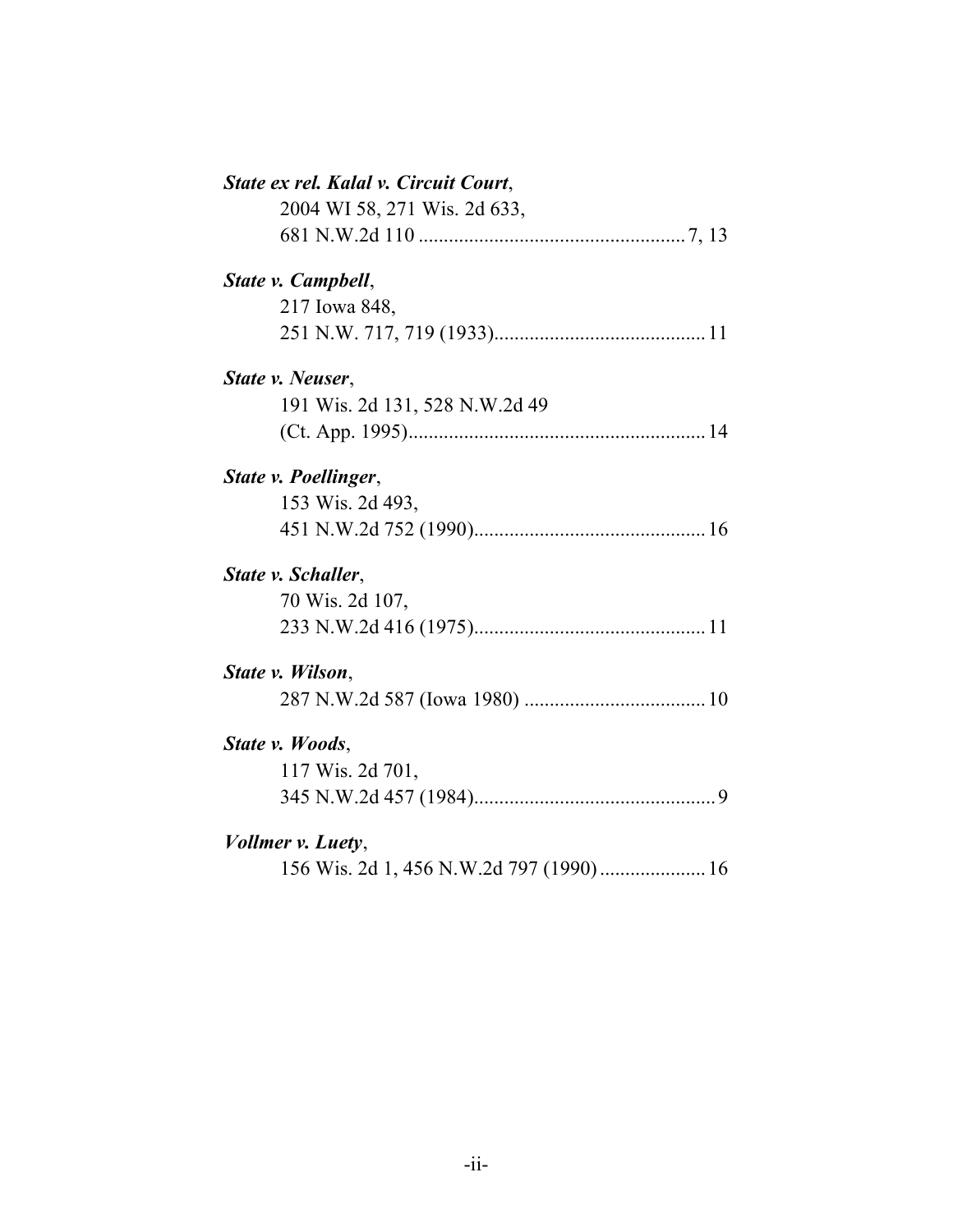***State ex rel. Kalal v. Circuit Court***,
2004 WI 58, 271 Wis. 2d 633,
681 N.W.2d 110 .................................................... 7, 13

***State v. Campbell***,
217 Iowa 848,
251 N.W. 717, 719 (1933)......................................... 11

***State v. Neuser***,
191 Wis. 2d 131, 528 N.W.2d 49
(Ct. App. 1995).......................................................... 14

***State v. Poellinger***,
153 Wis. 2d 493,
451 N.W.2d 752 (1990)............................................. 16

***State v. Schaller***,
70 Wis. 2d 107,
233 N.W.2d 416 (1975)............................................. 11

***State v. Wilson***,
287 N.W.2d 587 (Iowa 1980) ................................... 10

***State v. Woods***,
117 Wis. 2d 701,
345 N.W.2d 457 (1984)............................................... 9

***Vollmer v. Luety***,
156 Wis. 2d 1, 456 N.W.2d 797 (1990) .................... 16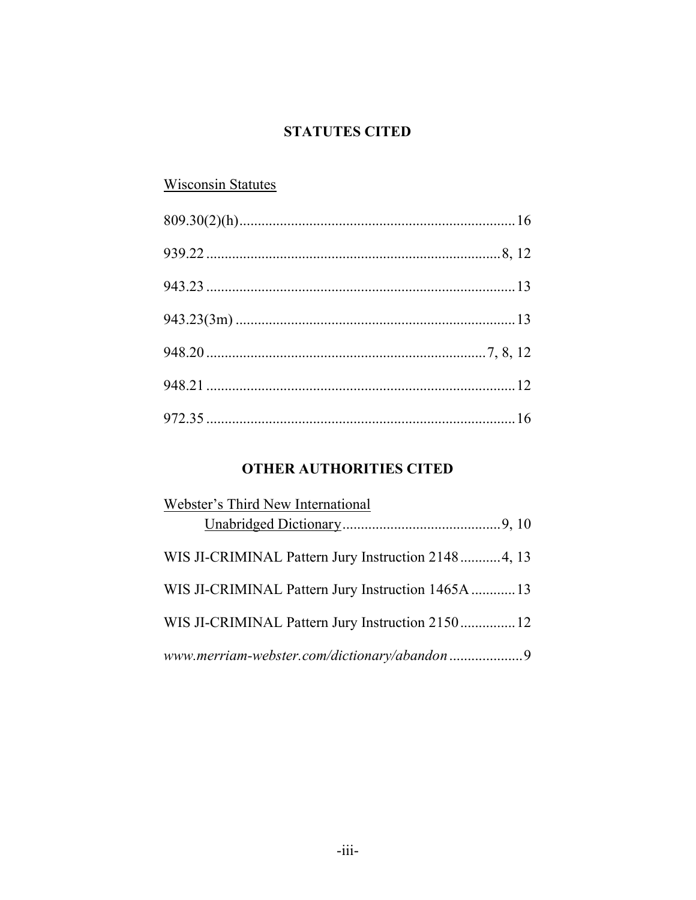## STATUTES CITED

Wisconsin Statutes

809.30(2)(h)............................................................................16

939.22 ................................................................................8, 12

943.23 ....................................................................................13

943.23(3m) ............................................................................13

948.20 ............................................................................7, 8, 12

948.21 ....................................................................................12

972.35 ....................................................................................16

## OTHER AUTHORITIES CITED

Webster's Third New International
Unabridged Dictionary............................................9, 10

WIS JI-CRIMINAL Pattern Jury Instruction 2148...........4, 13

WIS JI-CRIMINAL Pattern Jury Instruction 1465A............13

WIS JI-CRIMINAL Pattern Jury Instruction 2150...............12

*www.merriam-webster.com/dictionary/abandon*....................9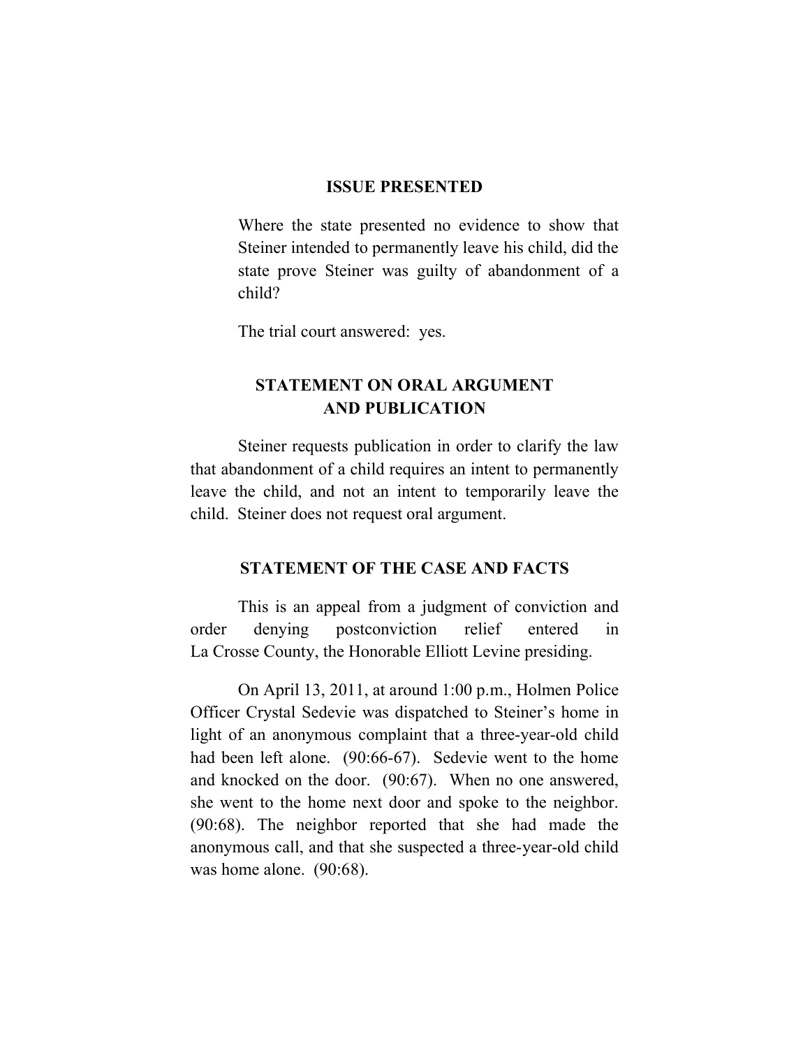## ISSUE PRESENTED

> Where the state presented no evidence to show that Steiner intended to permanently leave his child, did the state prove Steiner was guilty of abandonment of a child?
>
> The trial court answered: yes.

## STATEMENT ON ORAL ARGUMENT AND PUBLICATION

Steiner requests publication in order to clarify the law that abandonment of a child requires an intent to permanently leave the child, and not an intent to temporarily leave the child. Steiner does not request oral argument.

## STATEMENT OF THE CASE AND FACTS

This is an appeal from a judgment of conviction and order denying postconviction relief entered in La Crosse County, the Honorable Elliott Levine presiding.

On April 13, 2011, at around 1:00 p.m., Holmen Police Officer Crystal Sedevie was dispatched to Steiner's home in light of an anonymous complaint that a three-year-old child had been left alone. (90:66-67). Sedevie went to the home and knocked on the door. (90:67). When no one answered, she went to the home next door and spoke to the neighbor. (90:68). The neighbor reported that she had made the anonymous call, and that she suspected a three-year-old child was home alone. (90:68).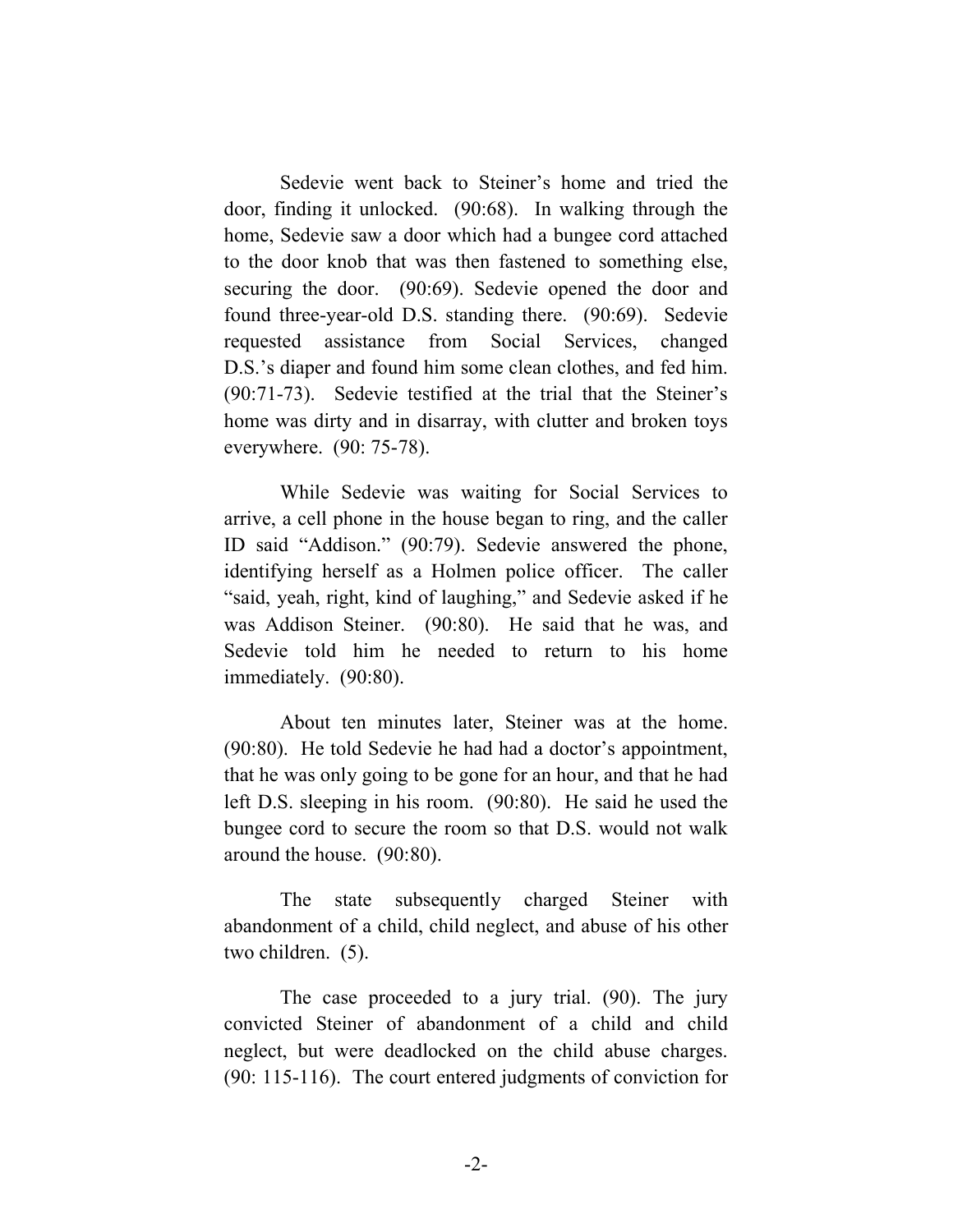Sedevie went back to Steiner's home and tried the door, finding it unlocked. (90:68). In walking through the home, Sedevie saw a door which had a bungee cord attached to the door knob that was then fastened to something else, securing the door. (90:69). Sedevie opened the door and found three-year-old D.S. standing there. (90:69). Sedevie requested assistance from Social Services, changed D.S.'s diaper and found him some clean clothes, and fed him. (90:71-73). Sedevie testified at the trial that the Steiner's home was dirty and in disarray, with clutter and broken toys everywhere. (90: 75-78).

While Sedevie was waiting for Social Services to arrive, a cell phone in the house began to ring, and the caller ID said "Addison." (90:79). Sedevie answered the phone, identifying herself as a Holmen police officer. The caller "said, yeah, right, kind of laughing," and Sedevie asked if he was Addison Steiner. (90:80). He said that he was, and Sedevie told him he needed to return to his home immediately. (90:80).

About ten minutes later, Steiner was at the home. (90:80). He told Sedevie he had had a doctor's appointment, that he was only going to be gone for an hour, and that he had left D.S. sleeping in his room. (90:80). He said he used the bungee cord to secure the room so that D.S. would not walk around the house. (90:80).

The state subsequently charged Steiner with abandonment of a child, child neglect, and abuse of his other two children. (5).

The case proceeded to a jury trial. (90). The jury convicted Steiner of abandonment of a child and child neglect, but were deadlocked on the child abuse charges. (90: 115-116). The court entered judgments of conviction for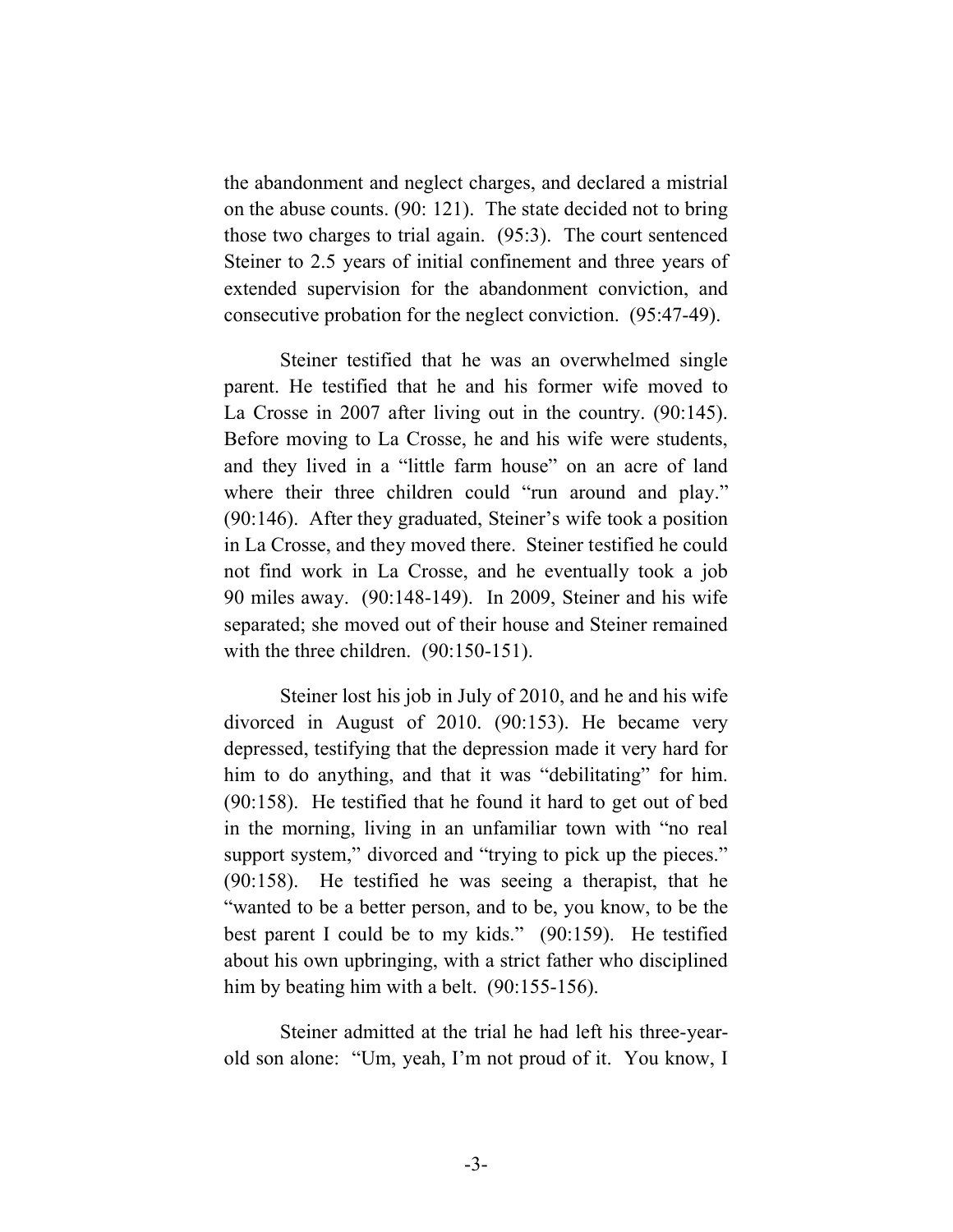the abandonment and neglect charges, and declared a mistrial on the abuse counts. (90: 121). The state decided not to bring those two charges to trial again. (95:3). The court sentenced Steiner to 2.5 years of initial confinement and three years of extended supervision for the abandonment conviction, and consecutive probation for the neglect conviction. (95:47-49).

Steiner testified that he was an overwhelmed single parent. He testified that he and his former wife moved to La Crosse in 2007 after living out in the country. (90:145). Before moving to La Crosse, he and his wife were students, and they lived in a "little farm house" on an acre of land where their three children could "run around and play." (90:146). After they graduated, Steiner's wife took a position in La Crosse, and they moved there. Steiner testified he could not find work in La Crosse, and he eventually took a job 90 miles away. (90:148-149). In 2009, Steiner and his wife separated; she moved out of their house and Steiner remained with the three children. (90:150-151).

Steiner lost his job in July of 2010, and he and his wife divorced in August of 2010. (90:153). He became very depressed, testifying that the depression made it very hard for him to do anything, and that it was "debilitating" for him. (90:158). He testified that he found it hard to get out of bed in the morning, living in an unfamiliar town with "no real support system," divorced and "trying to pick up the pieces." (90:158). He testified he was seeing a therapist, that he "wanted to be a better person, and to be, you know, to be the best parent I could be to my kids." (90:159). He testified about his own upbringing, with a strict father who disciplined him by beating him with a belt. (90:155-156).

Steiner admitted at the trial he had left his three-year-old son alone: "Um, yeah, I'm not proud of it. You know, I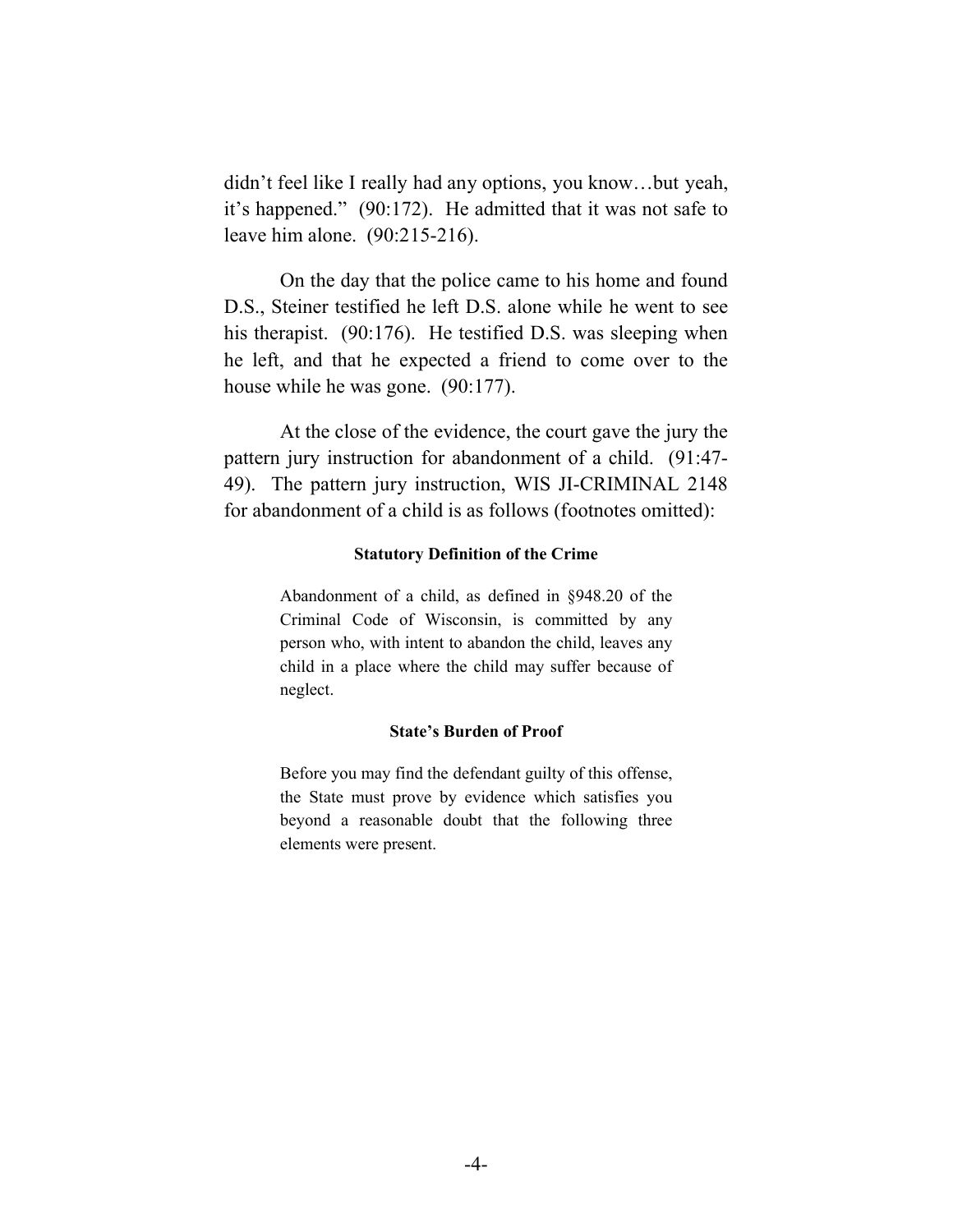didn't feel like I really had any options, you know…but yeah, it's happened." (90:172). He admitted that it was not safe to leave him alone. (90:215-216).

On the day that the police came to his home and found D.S., Steiner testified he left D.S. alone while he went to see his therapist. (90:176). He testified D.S. was sleeping when he left, and that he expected a friend to come over to the house while he was gone. (90:177).

At the close of the evidence, the court gave the jury the pattern jury instruction for abandonment of a child. (91:47-49). The pattern jury instruction, WIS JI-CRIMINAL 2148 for abandonment of a child is as follows (footnotes omitted):

> **Statutory Definition of the Crime**
>
> Abandonment of a child, as defined in §948.20 of the Criminal Code of Wisconsin, is committed by any person who, with intent to abandon the child, leaves any child in a place where the child may suffer because of neglect.
>
> **State's Burden of Proof**
>
> Before you may find the defendant guilty of this offense, the State must prove by evidence which satisfies you beyond a reasonable doubt that the following three elements were present.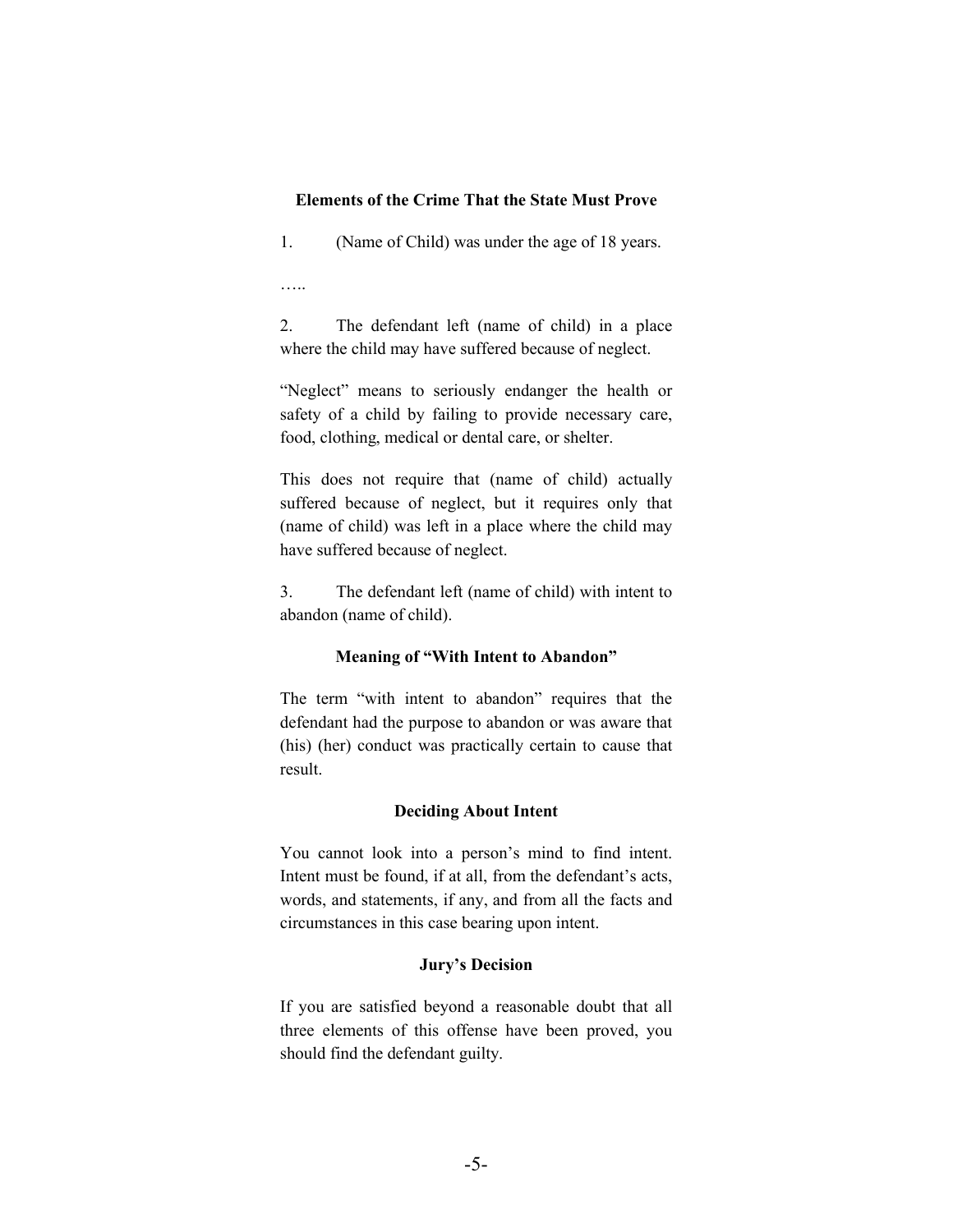### Elements of the Crime That the State Must Prove

1. (Name of Child) was under the age of 18 years.

…..

2. The defendant left (name of child) in a place where the child may have suffered because of neglect.

"Neglect" means to seriously endanger the health or safety of a child by failing to provide necessary care, food, clothing, medical or dental care, or shelter.

This does not require that (name of child) actually suffered because of neglect, but it requires only that (name of child) was left in a place where the child may have suffered because of neglect.

3. The defendant left (name of child) with intent to abandon (name of child).

### Meaning of "With Intent to Abandon"

The term "with intent to abandon" requires that the defendant had the purpose to abandon or was aware that (his) (her) conduct was practically certain to cause that result.

### Deciding About Intent

You cannot look into a person's mind to find intent. Intent must be found, if at all, from the defendant's acts, words, and statements, if any, and from all the facts and circumstances in this case bearing upon intent.

### Jury's Decision

If you are satisfied beyond a reasonable doubt that all three elements of this offense have been proved, you should find the defendant guilty.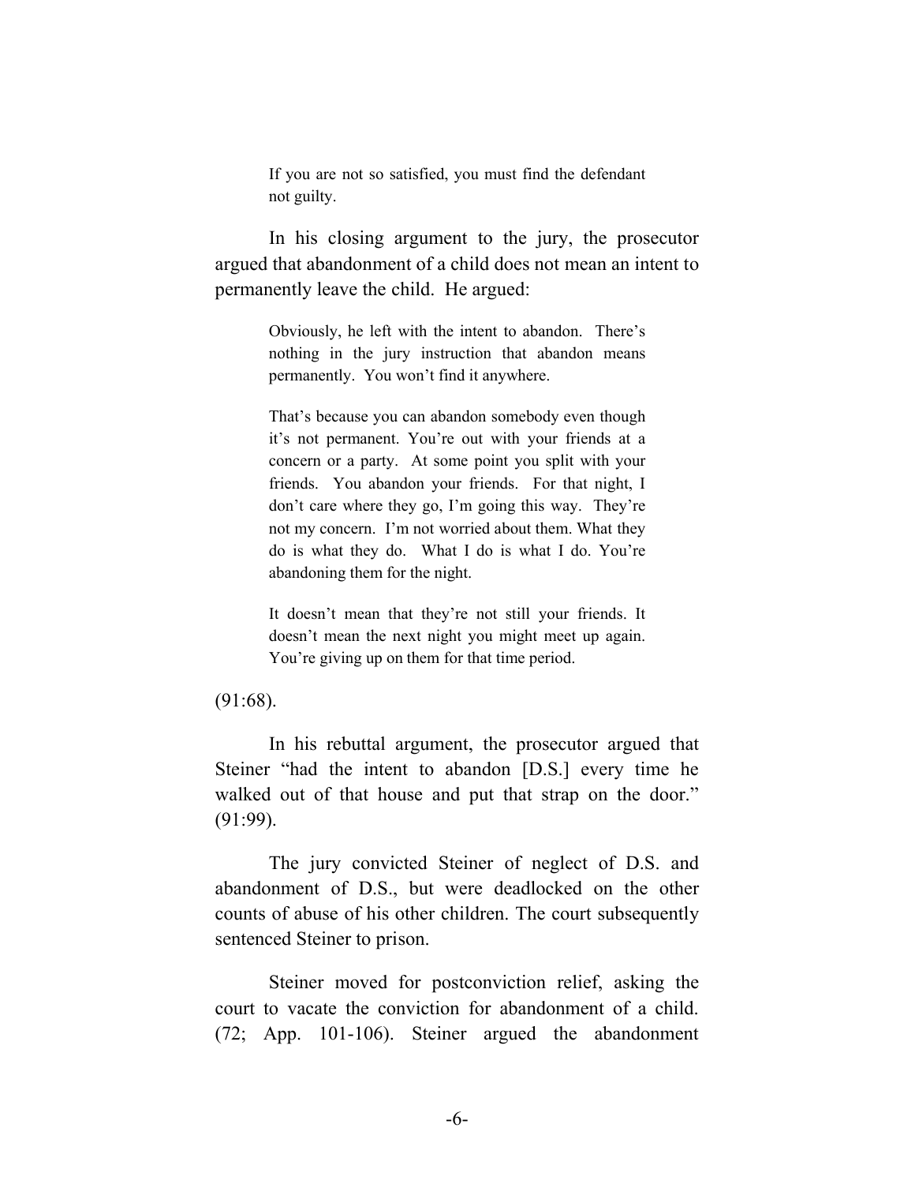> If you are not so satisfied, you must find the defendant not guilty.

In his closing argument to the jury, the prosecutor argued that abandonment of a child does not mean an intent to permanently leave the child. He argued:

> Obviously, he left with the intent to abandon. There's nothing in the jury instruction that abandon means permanently. You won't find it anywhere.
>
> That's because you can abandon somebody even though it's not permanent. You're out with your friends at a concern or a party. At some point you split with your friends. You abandon your friends. For that night, I don't care where they go, I'm going this way. They're not my concern. I'm not worried about them. What they do is what they do. What I do is what I do. You're abandoning them for the night.
>
> It doesn't mean that they're not still your friends. It doesn't mean the next night you might meet up again. You're giving up on them for that time period.

(91:68).

In his rebuttal argument, the prosecutor argued that Steiner "had the intent to abandon [D.S.] every time he walked out of that house and put that strap on the door." (91:99).

The jury convicted Steiner of neglect of D.S. and abandonment of D.S., but were deadlocked on the other counts of abuse of his other children. The court subsequently sentenced Steiner to prison.

Steiner moved for postconviction relief, asking the court to vacate the conviction for abandonment of a child. (72; App. 101-106). Steiner argued the abandonment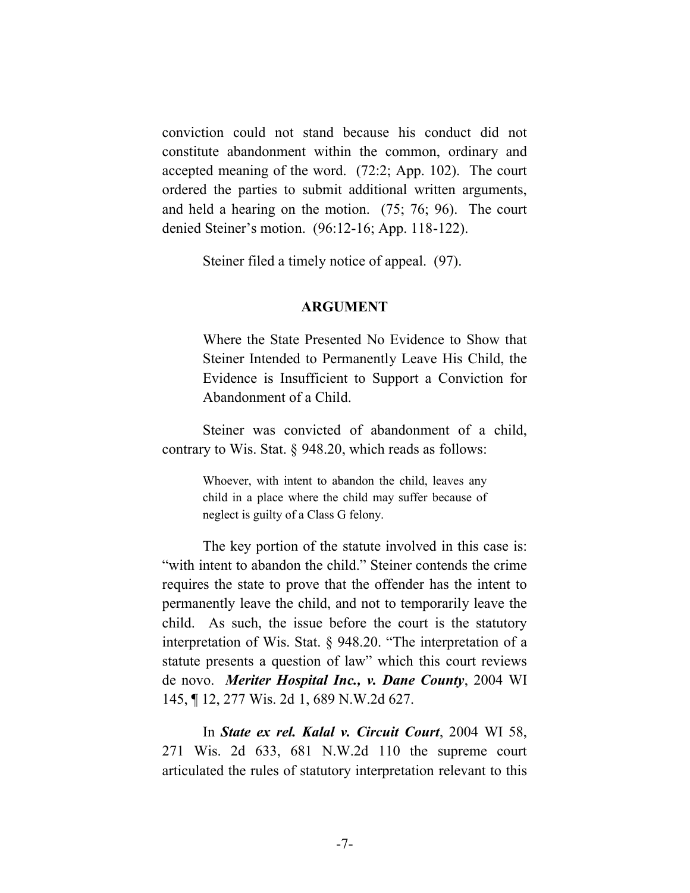conviction could not stand because his conduct did not constitute abandonment within the common, ordinary and accepted meaning of the word. (72:2; App. 102). The court ordered the parties to submit additional written arguments, and held a hearing on the motion. (75; 76; 96). The court denied Steiner's motion. (96:12-16; App. 118-122).

Steiner filed a timely notice of appeal. (97).

## ARGUMENT

Where the State Presented No Evidence to Show that Steiner Intended to Permanently Leave His Child, the Evidence is Insufficient to Support a Conviction for Abandonment of a Child.

Steiner was convicted of abandonment of a child, contrary to Wis. Stat. § 948.20, which reads as follows:

> Whoever, with intent to abandon the child, leaves any child in a place where the child may suffer because of neglect is guilty of a Class G felony.

The key portion of the statute involved in this case is: "with intent to abandon the child." Steiner contends the crime requires the state to prove that the offender has the intent to permanently leave the child, and not to temporarily leave the child. As such, the issue before the court is the statutory interpretation of Wis. Stat. § 948.20. "The interpretation of a statute presents a question of law" which this court reviews de novo. ***Meriter Hospital Inc., v. Dane County***, 2004 WI 145, ¶ 12, 277 Wis. 2d 1, 689 N.W.2d 627.

In ***State ex rel. Kalal v. Circuit Court***, 2004 WI 58, 271 Wis. 2d 633, 681 N.W.2d 110 the supreme court articulated the rules of statutory interpretation relevant to this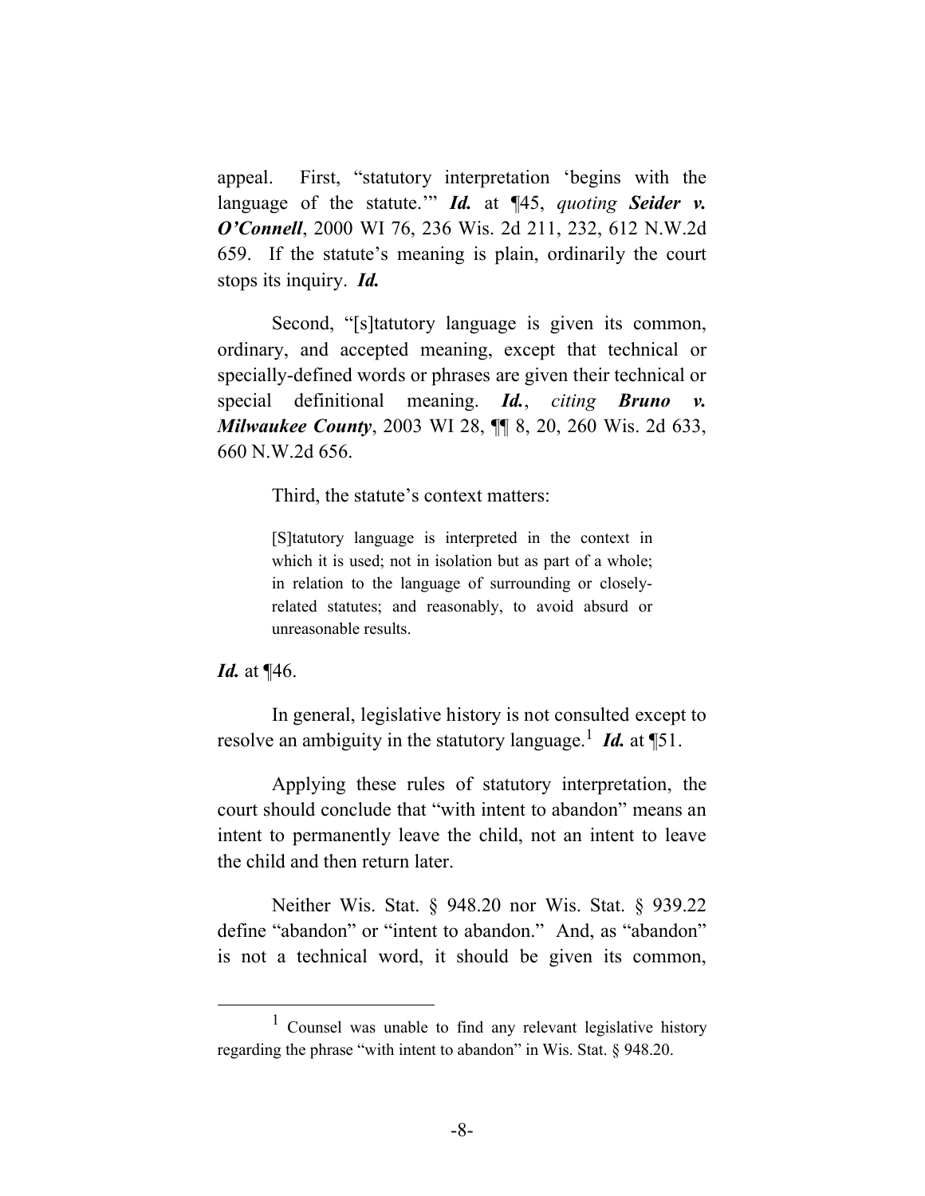appeal. First, "statutory interpretation 'begins with the language of the statute.'" ***Id.*** at ¶45, *quoting* ***Seider v. O'Connell***, 2000 WI 76, 236 Wis. 2d 211, 232, 612 N.W.2d 659. If the statute's meaning is plain, ordinarily the court stops its inquiry. ***Id.***

Second, "[s]tatutory language is given its common, ordinary, and accepted meaning, except that technical or specially-defined words or phrases are given their technical or special definitional meaning. ***Id.***, *citing* ***Bruno v. Milwaukee County***, 2003 WI 28, ¶¶ 8, 20, 260 Wis. 2d 633, 660 N.W.2d 656.

Third, the statute's context matters:

> [S]tatutory language is interpreted in the context in which it is used; not in isolation but as part of a whole; in relation to the language of surrounding or closely-related statutes; and reasonably, to avoid absurd or unreasonable results.

***Id.*** at ¶46.

In general, legislative history is not consulted except to resolve an ambiguity in the statutory language.[1] ***Id.*** at ¶51.

Applying these rules of statutory interpretation, the court should conclude that "with intent to abandon" means an intent to permanently leave the child, not an intent to leave the child and then return later.

Neither Wis. Stat. § 948.20 nor Wis. Stat. § 939.22 define "abandon" or "intent to abandon." And, as "abandon" is not a technical word, it should be given its common,

---

[1] Counsel was unable to find any relevant legislative history regarding the phrase "with intent to abandon" in Wis. Stat. § 948.20.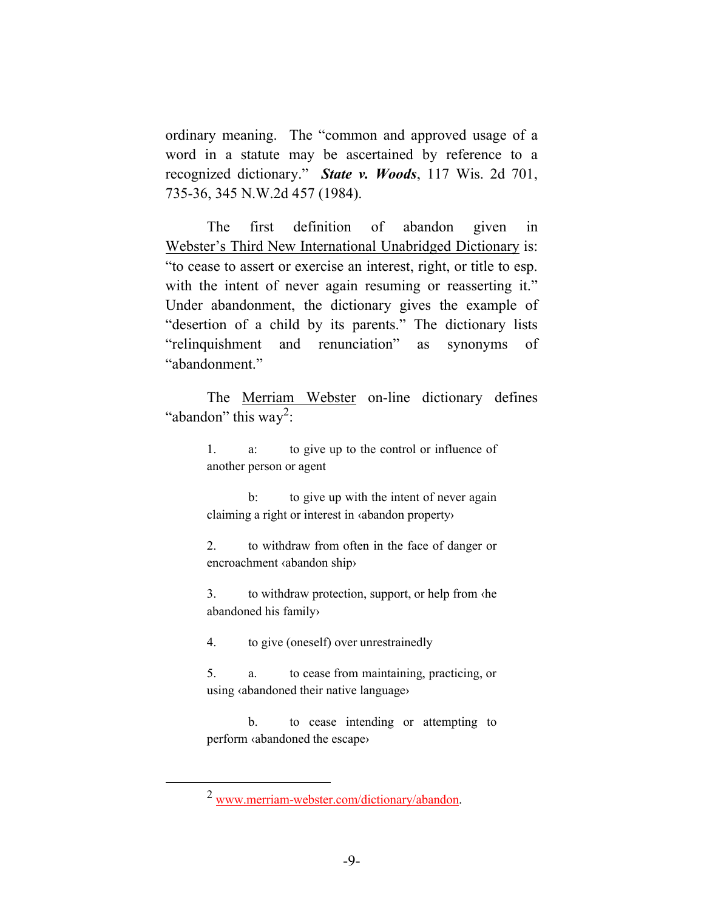ordinary meaning. The "common and approved usage of a word in a statute may be ascertained by reference to a recognized dictionary." ***State v. Woods***, 117 Wis. 2d 701, 735-36, 345 N.W.2d 457 (1984).

The first definition of abandon given in Webster's Third New International Unabridged Dictionary is: "to cease to assert or exercise an interest, right, or title to esp. with the intent of never again resuming or reasserting it." Under abandonment, the dictionary gives the example of "desertion of a child by its parents." The dictionary lists "relinquishment and renunciation" as synonyms of "abandonment."

The Merriam Webster on-line dictionary defines "abandon" this way[2]:

> 1. a: to give up to the control or influence of another person or agent
>
> b: to give up with the intent of never again claiming a right or interest in ‹abandon property›
>
> 2. to withdraw from often in the face of danger or encroachment ‹abandon ship›
>
> 3. to withdraw protection, support, or help from ‹he abandoned his family›
>
> 4. to give (oneself) over unrestrainedly
>
> 5. a. to cease from maintaining, practicing, or using ‹abandoned their native language›
>
> b. to cease intending or attempting to perform ‹abandoned the escape›

---

[2] www.merriam-webster.com/dictionary/abandon.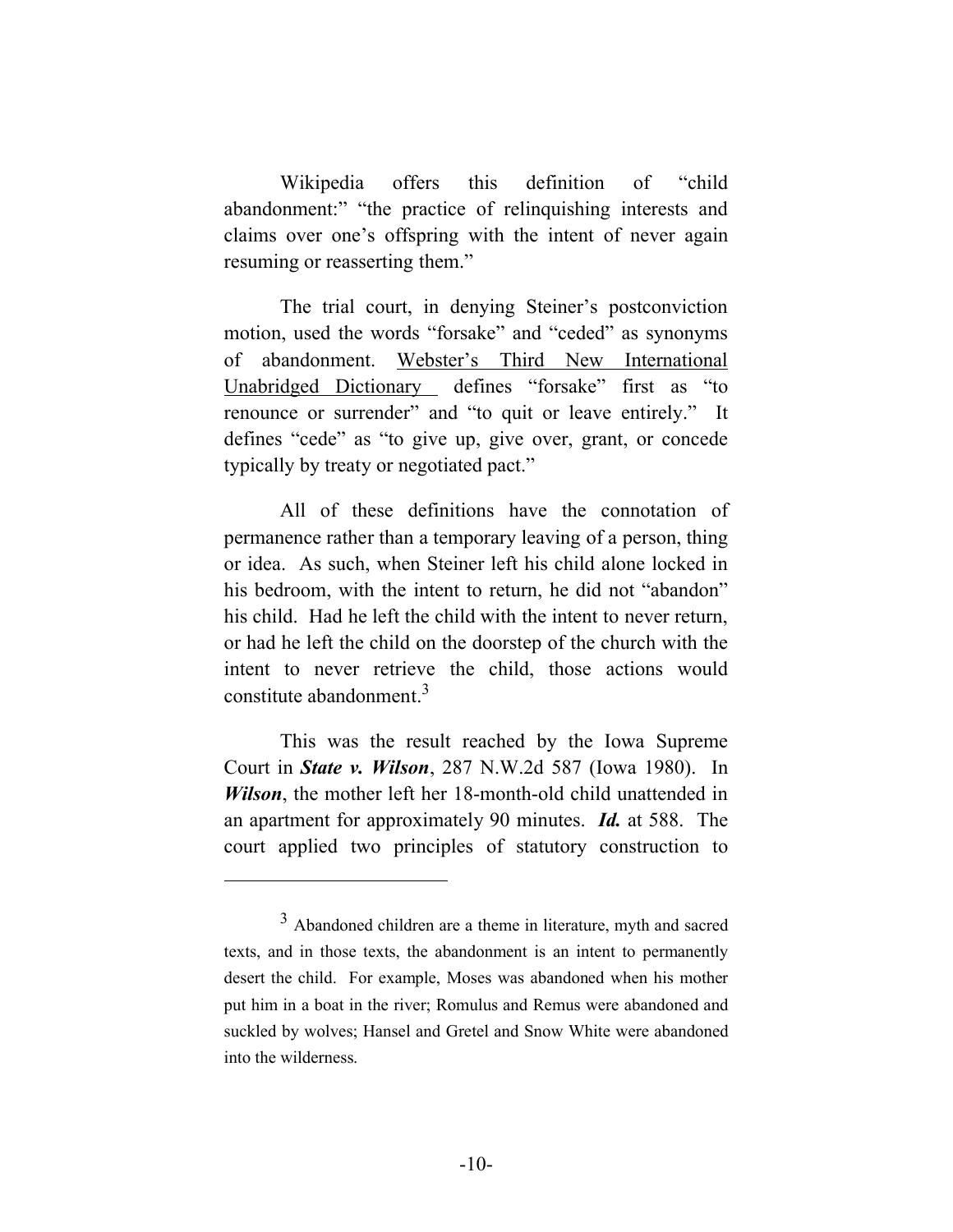Wikipedia offers this definition of "child abandonment:" "the practice of relinquishing interests and claims over one's offspring with the intent of never again resuming or reasserting them."

The trial court, in denying Steiner's postconviction motion, used the words "forsake" and "ceded" as synonyms of abandonment. Webster's Third New International Unabridged Dictionary defines "forsake" first as "to renounce or surrender" and "to quit or leave entirely." It defines "cede" as "to give up, give over, grant, or concede typically by treaty or negotiated pact."

All of these definitions have the connotation of permanence rather than a temporary leaving of a person, thing or idea. As such, when Steiner left his child alone locked in his bedroom, with the intent to return, he did not "abandon" his child. Had he left the child with the intent to never return, or had he left the child on the doorstep of the church with the intent to never retrieve the child, those actions would constitute abandonment.[3]

This was the result reached by the Iowa Supreme Court in ***State v. Wilson***, 287 N.W.2d 587 (Iowa 1980). In ***Wilson***, the mother left her 18-month-old child unattended in an apartment for approximately 90 minutes. ***Id.*** at 588. The court applied two principles of statutory construction to

---

[3] Abandoned children are a theme in literature, myth and sacred texts, and in those texts, the abandonment is an intent to permanently desert the child. For example, Moses was abandoned when his mother put him in a boat in the river; Romulus and Remus were abandoned and suckled by wolves; Hansel and Gretel and Snow White were abandoned into the wilderness.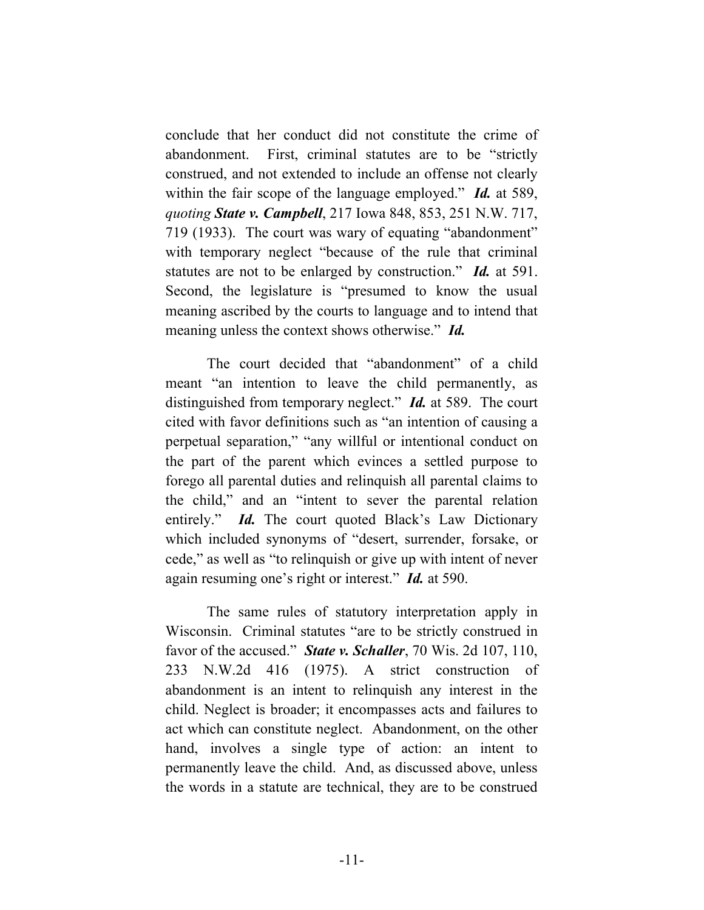conclude that her conduct did not constitute the crime of abandonment. First, criminal statutes are to be "strictly construed, and not extended to include an offense not clearly within the fair scope of the language employed." ***Id.*** at 589, *quoting* ***State v. Campbell***, 217 Iowa 848, 853, 251 N.W. 717, 719 (1933). The court was wary of equating "abandonment" with temporary neglect "because of the rule that criminal statutes are not to be enlarged by construction." ***Id.*** at 591. Second, the legislature is "presumed to know the usual meaning ascribed by the courts to language and to intend that meaning unless the context shows otherwise." ***Id.***

The court decided that "abandonment" of a child meant "an intention to leave the child permanently, as distinguished from temporary neglect." ***Id.*** at 589. The court cited with favor definitions such as "an intention of causing a perpetual separation," "any willful or intentional conduct on the part of the parent which evinces a settled purpose to forego all parental duties and relinquish all parental claims to the child," and an "intent to sever the parental relation entirely." ***Id.*** The court quoted Black's Law Dictionary which included synonyms of "desert, surrender, forsake, or cede," as well as "to relinquish or give up with intent of never again resuming one's right or interest." ***Id.*** at 590.

The same rules of statutory interpretation apply in Wisconsin. Criminal statutes "are to be strictly construed in favor of the accused." ***State v. Schaller***, 70 Wis. 2d 107, 110, 233 N.W.2d 416 (1975). A strict construction of abandonment is an intent to relinquish any interest in the child. Neglect is broader; it encompasses acts and failures to act which can constitute neglect. Abandonment, on the other hand, involves a single type of action: an intent to permanently leave the child. And, as discussed above, unless the words in a statute are technical, they are to be construed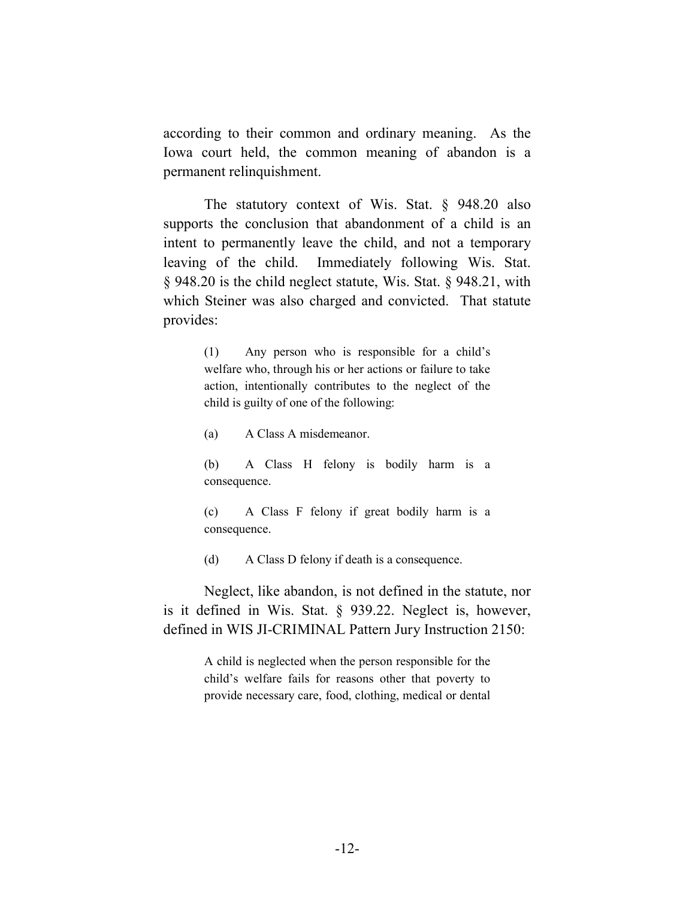according to their common and ordinary meaning. As the Iowa court held, the common meaning of abandon is a permanent relinquishment.

The statutory context of Wis. Stat. § 948.20 also supports the conclusion that abandonment of a child is an intent to permanently leave the child, and not a temporary leaving of the child. Immediately following Wis. Stat. § 948.20 is the child neglect statute, Wis. Stat. § 948.21, with which Steiner was also charged and convicted. That statute provides:

> (1) Any person who is responsible for a child's welfare who, through his or her actions or failure to take action, intentionally contributes to the neglect of the child is guilty of one of the following:
>
> (a) A Class A misdemeanor.
>
> (b) A Class H felony is bodily harm is a consequence.
>
> (c) A Class F felony if great bodily harm is a consequence.
>
> (d) A Class D felony if death is a consequence.

Neglect, like abandon, is not defined in the statute, nor is it defined in Wis. Stat. § 939.22. Neglect is, however, defined in WIS JI-CRIMINAL Pattern Jury Instruction 2150:

> A child is neglected when the person responsible for the child's welfare fails for reasons other that poverty to provide necessary care, food, clothing, medical or dental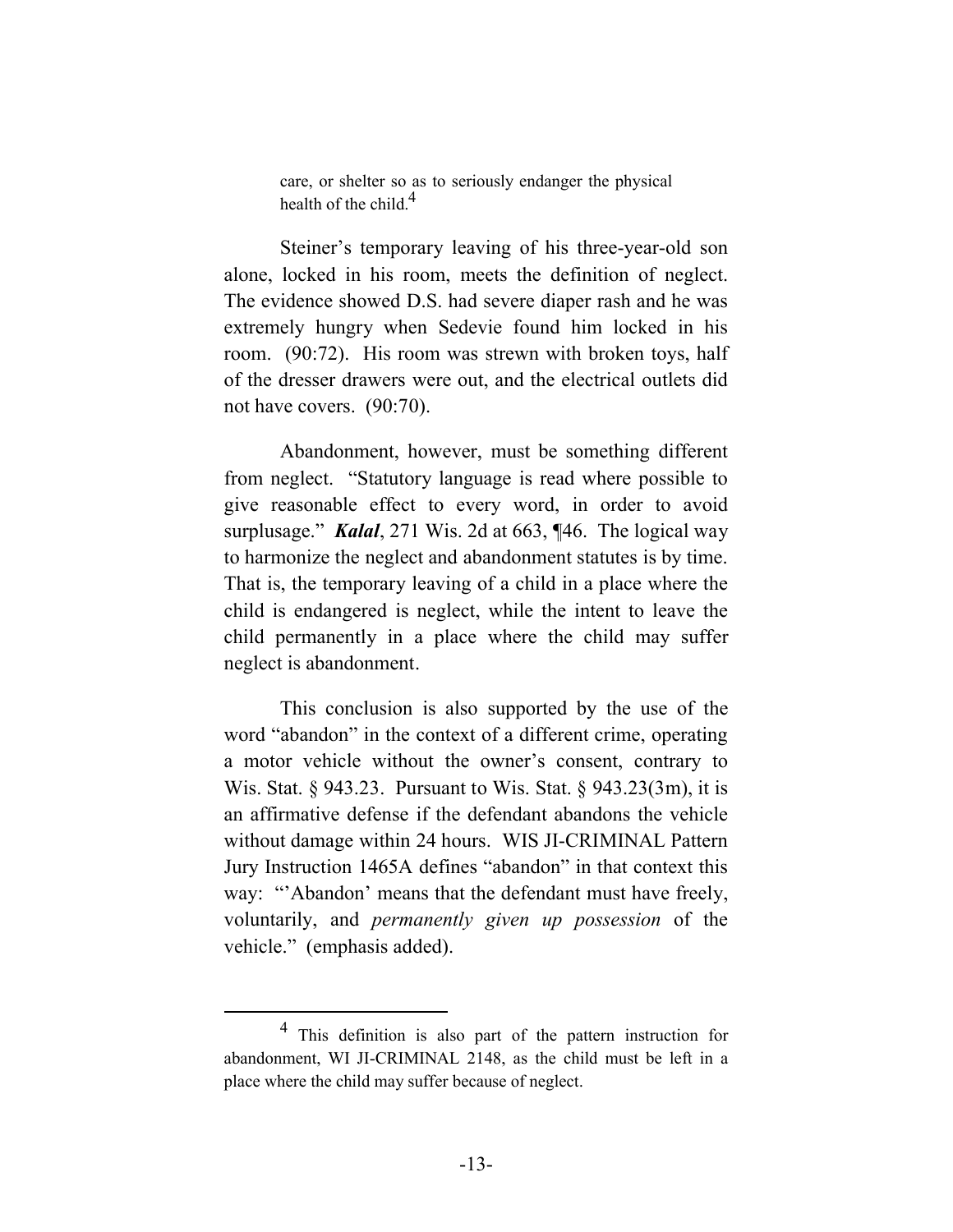> care, or shelter so as to seriously endanger the physical health of the child.[4]

Steiner's temporary leaving of his three-year-old son alone, locked in his room, meets the definition of neglect. The evidence showed D.S. had severe diaper rash and he was extremely hungry when Sedevie found him locked in his room. (90:72). His room was strewn with broken toys, half of the dresser drawers were out, and the electrical outlets did not have covers. (90:70).

Abandonment, however, must be something different from neglect. "Statutory language is read where possible to give reasonable effect to every word, in order to avoid surplusage." ***Kalal***, 271 Wis. 2d at 663, ¶46. The logical way to harmonize the neglect and abandonment statutes is by time. That is, the temporary leaving of a child in a place where the child is endangered is neglect, while the intent to leave the child permanently in a place where the child may suffer neglect is abandonment.

This conclusion is also supported by the use of the word "abandon" in the context of a different crime, operating a motor vehicle without the owner's consent, contrary to Wis. Stat. § 943.23. Pursuant to Wis. Stat. § 943.23(3m), it is an affirmative defense if the defendant abandons the vehicle without damage within 24 hours. WIS JI-CRIMINAL Pattern Jury Instruction 1465A defines "abandon" in that context this way: "'Abandon' means that the defendant must have freely, voluntarily, and *permanently given up possession* of the vehicle." (emphasis added).

---

[4] This definition is also part of the pattern instruction for abandonment, WI JI-CRIMINAL 2148, as the child must be left in a place where the child may suffer because of neglect.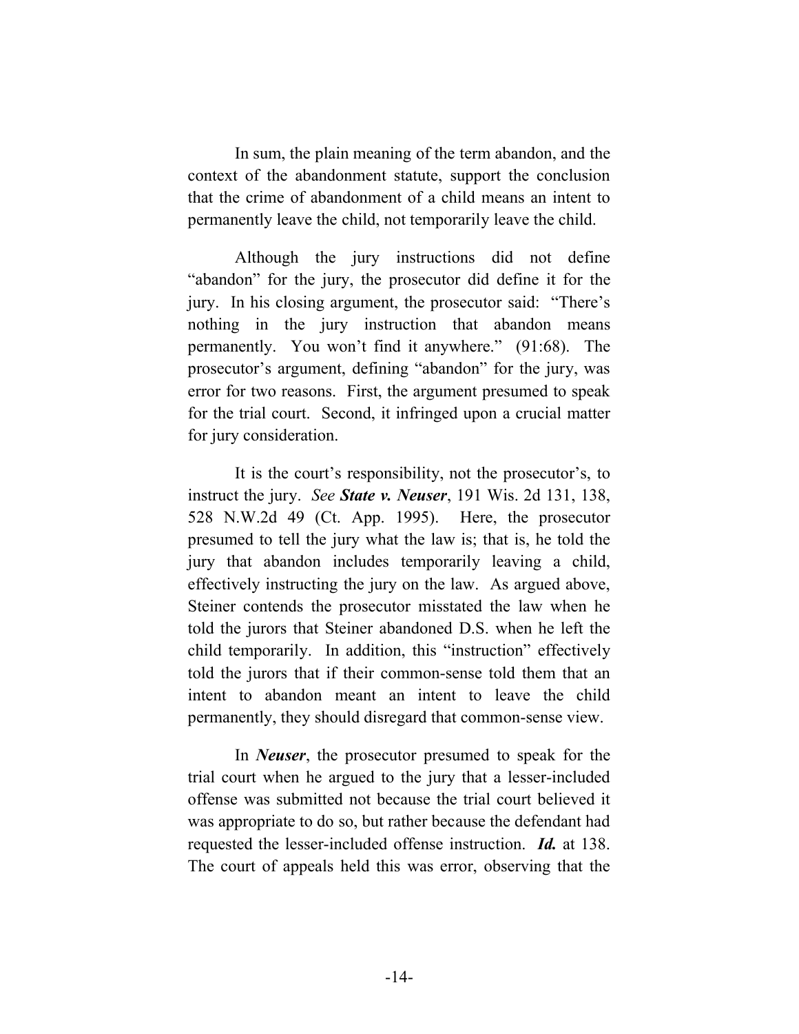In sum, the plain meaning of the term abandon, and the context of the abandonment statute, support the conclusion that the crime of abandonment of a child means an intent to permanently leave the child, not temporarily leave the child.

Although the jury instructions did not define "abandon" for the jury, the prosecutor did define it for the jury. In his closing argument, the prosecutor said: "There's nothing in the jury instruction that abandon means permanently. You won't find it anywhere." (91:68). The prosecutor's argument, defining "abandon" for the jury, was error for two reasons. First, the argument presumed to speak for the trial court. Second, it infringed upon a crucial matter for jury consideration.

It is the court's responsibility, not the prosecutor's, to instruct the jury. *See* ***State v. Neuser***, 191 Wis. 2d 131, 138, 528 N.W.2d 49 (Ct. App. 1995). Here, the prosecutor presumed to tell the jury what the law is; that is, he told the jury that abandon includes temporarily leaving a child, effectively instructing the jury on the law. As argued above, Steiner contends the prosecutor misstated the law when he told the jurors that Steiner abandoned D.S. when he left the child temporarily. In addition, this "instruction" effectively told the jurors that if their common-sense told them that an intent to abandon meant an intent to leave the child permanently, they should disregard that common-sense view.

In ***Neuser***, the prosecutor presumed to speak for the trial court when he argued to the jury that a lesser-included offense was submitted not because the trial court believed it was appropriate to do so, but rather because the defendant had requested the lesser-included offense instruction. ***Id.*** at 138. The court of appeals held this was error, observing that the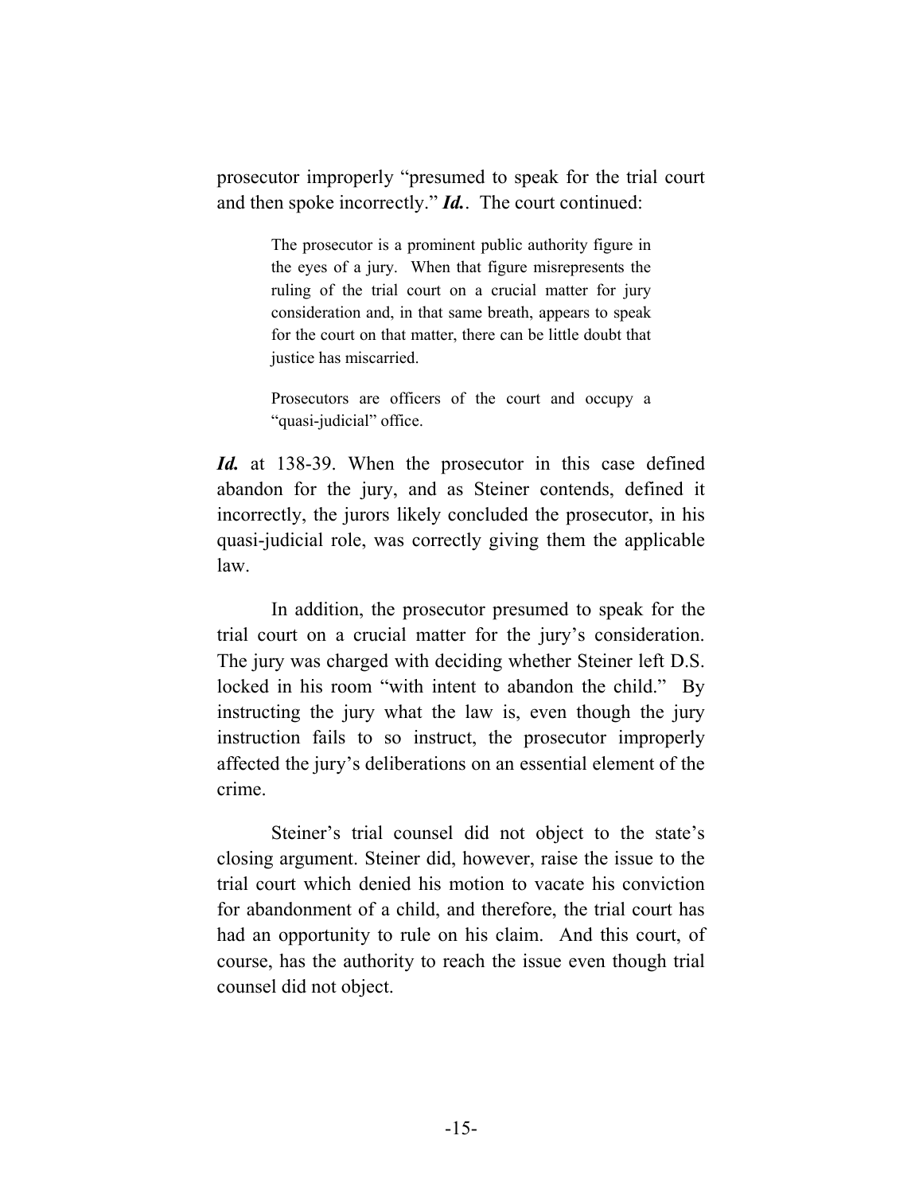prosecutor improperly "presumed to speak for the trial court and then spoke incorrectly." ***Id.***. The court continued:

> The prosecutor is a prominent public authority figure in the eyes of a jury. When that figure misrepresents the ruling of the trial court on a crucial matter for jury consideration and, in that same breath, appears to speak for the court on that matter, there can be little doubt that justice has miscarried.
>
> Prosecutors are officers of the court and occupy a "quasi-judicial" office.

***Id.*** at 138-39. When the prosecutor in this case defined abandon for the jury, and as Steiner contends, defined it incorrectly, the jurors likely concluded the prosecutor, in his quasi-judicial role, was correctly giving them the applicable law.

In addition, the prosecutor presumed to speak for the trial court on a crucial matter for the jury's consideration. The jury was charged with deciding whether Steiner left D.S. locked in his room "with intent to abandon the child." By instructing the jury what the law is, even though the jury instruction fails to so instruct, the prosecutor improperly affected the jury's deliberations on an essential element of the crime.

Steiner's trial counsel did not object to the state's closing argument. Steiner did, however, raise the issue to the trial court which denied his motion to vacate his conviction for abandonment of a child, and therefore, the trial court has had an opportunity to rule on his claim. And this court, of course, has the authority to reach the issue even though trial counsel did not object.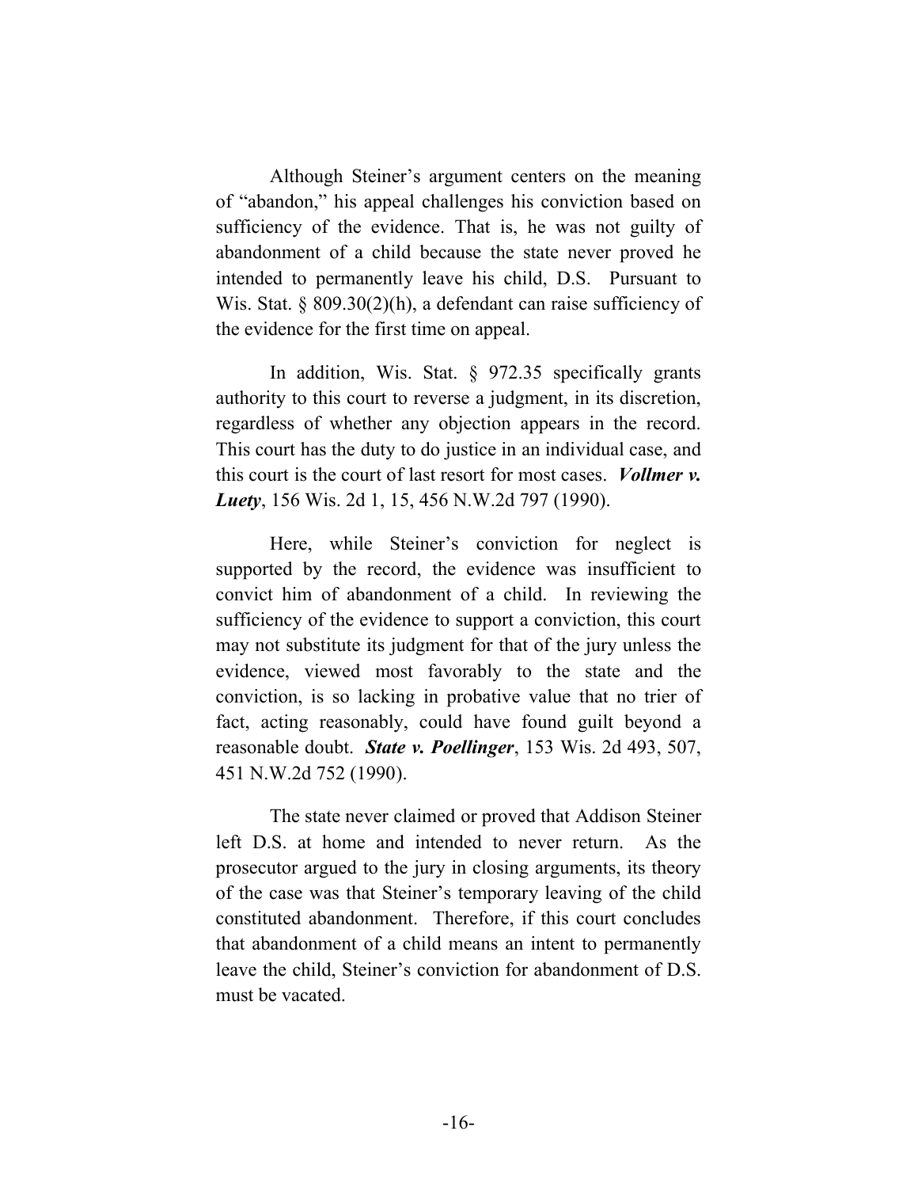Although Steiner's argument centers on the meaning of "abandon," his appeal challenges his conviction based on sufficiency of the evidence. That is, he was not guilty of abandonment of a child because the state never proved he intended to permanently leave his child, D.S. Pursuant to Wis. Stat. § 809.30(2)(h), a defendant can raise sufficiency of the evidence for the first time on appeal.

In addition, Wis. Stat. § 972.35 specifically grants authority to this court to reverse a judgment, in its discretion, regardless of whether any objection appears in the record. This court has the duty to do justice in an individual case, and this court is the court of last resort for most cases. ***Vollmer v. Luety***, 156 Wis. 2d 1, 15, 456 N.W.2d 797 (1990).

Here, while Steiner's conviction for neglect is supported by the record, the evidence was insufficient to convict him of abandonment of a child. In reviewing the sufficiency of the evidence to support a conviction, this court may not substitute its judgment for that of the jury unless the evidence, viewed most favorably to the state and the conviction, is so lacking in probative value that no trier of fact, acting reasonably, could have found guilt beyond a reasonable doubt. ***State v. Poellinger***, 153 Wis. 2d 493, 507, 451 N.W.2d 752 (1990).

The state never claimed or proved that Addison Steiner left D.S. at home and intended to never return. As the prosecutor argued to the jury in closing arguments, its theory of the case was that Steiner's temporary leaving of the child constituted abandonment. Therefore, if this court concludes that abandonment of a child means an intent to permanently leave the child, Steiner's conviction for abandonment of D.S. must be vacated.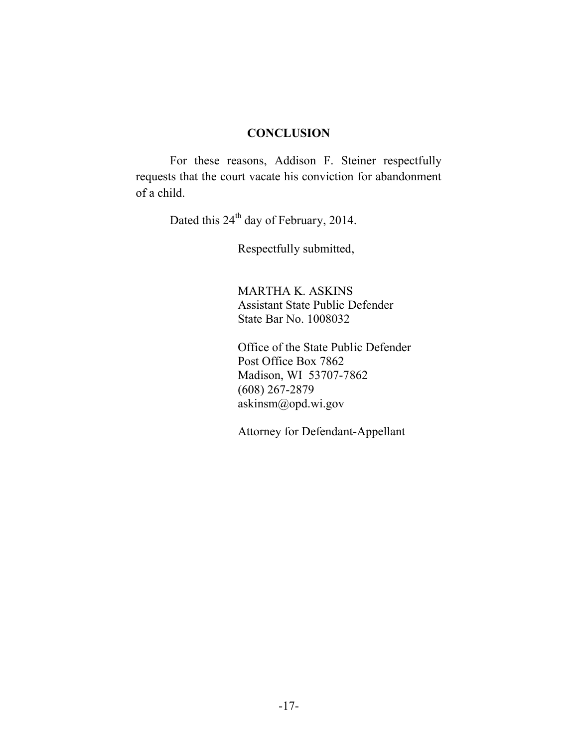## CONCLUSION

For these reasons, Addison F. Steiner respectfully requests that the court vacate his conviction for abandonment of a child.

Dated this 24th day of February, 2014.

Respectfully submitted,

MARTHA K. ASKINS
Assistant State Public Defender
State Bar No. 1008032

Office of the State Public Defender
Post Office Box 7862
Madison, WI 53707-7862
(608) 267-2879
askinsm@opd.wi.gov

Attorney for Defendant-Appellant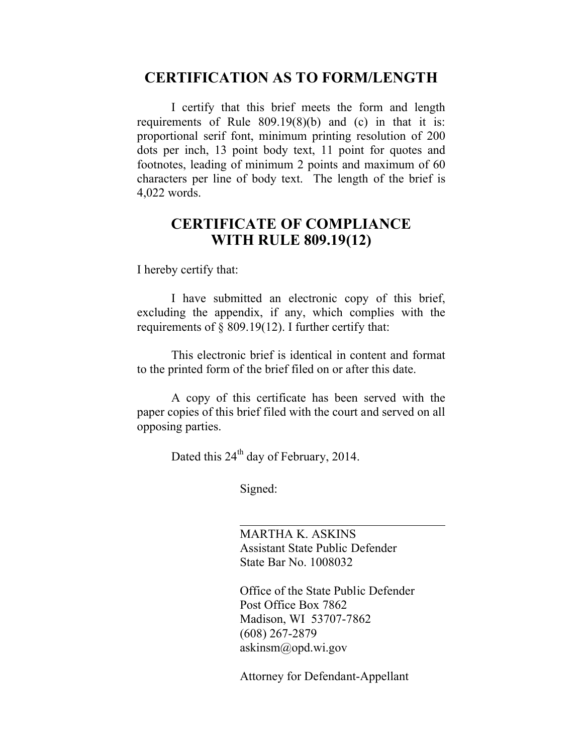## CERTIFICATION AS TO FORM/LENGTH

I certify that this brief meets the form and length requirements of Rule 809.19(8)(b) and (c) in that it is: proportional serif font, minimum printing resolution of 200 dots per inch, 13 point body text, 11 point for quotes and footnotes, leading of minimum 2 points and maximum of 60 characters per line of body text. The length of the brief is 4,022 words.

## CERTIFICATE OF COMPLIANCE WITH RULE 809.19(12)

I hereby certify that:

I have submitted an electronic copy of this brief, excluding the appendix, if any, which complies with the requirements of § 809.19(12). I further certify that:

This electronic brief is identical in content and format to the printed form of the brief filed on or after this date.

A copy of this certificate has been served with the paper copies of this brief filed with the court and served on all opposing parties.

Dated this 24th day of February, 2014.

Signed:

\_\_\_\_\_\_\_\_\_\_\_\_\_\_\_\_\_\_\_\_\_\_\_\_\_\_\_\_\_\_\_\_

MARTHA K. ASKINS
Assistant State Public Defender
State Bar No. 1008032

Office of the State Public Defender
Post Office Box 7862
Madison, WI 53707-7862
(608) 267-2879
askinsm@opd.wi.gov

Attorney for Defendant-Appellant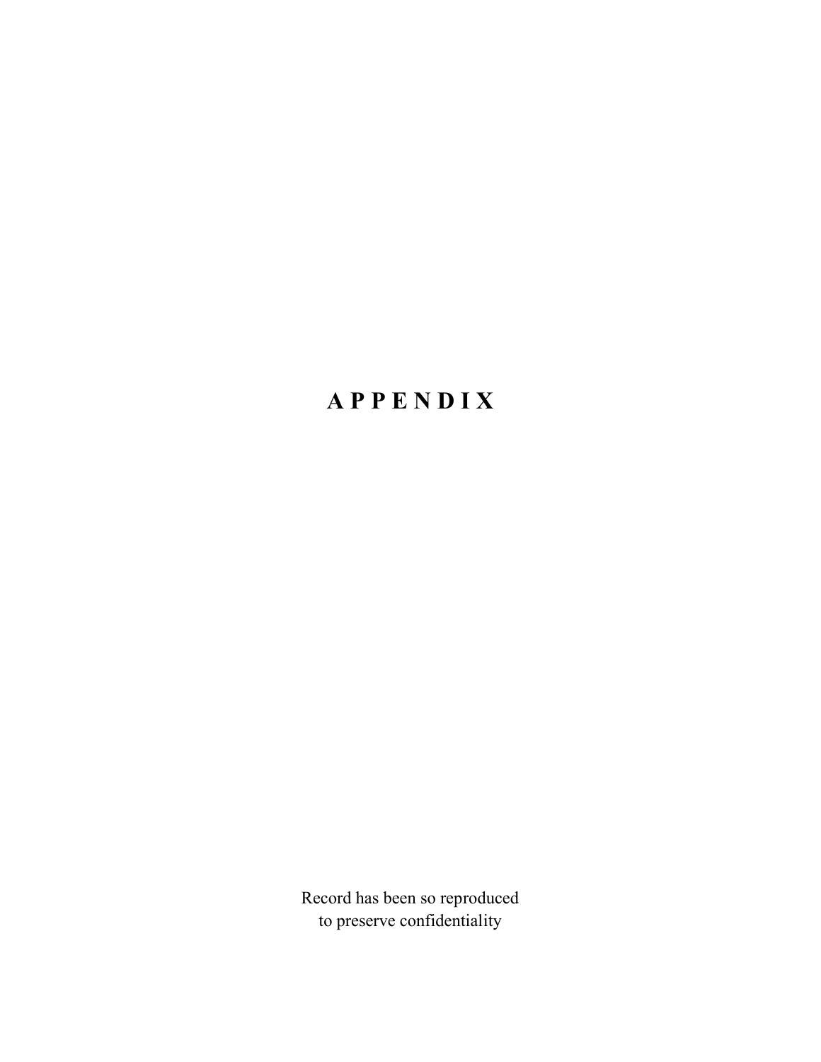# A P P E N D I X

Record has been so reproduced
to preserve confidentiality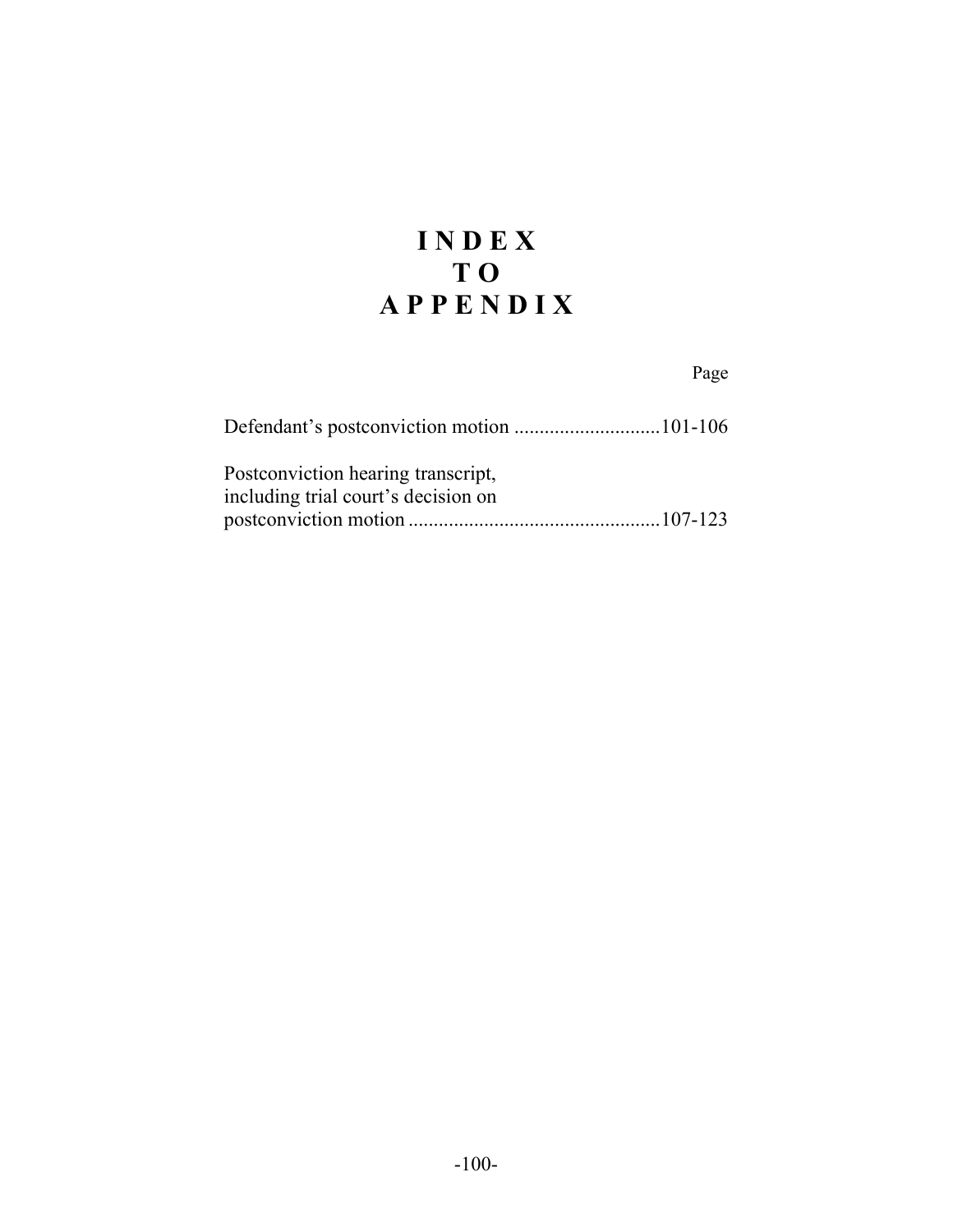# I N D E X
# T O
# A P P E N D I X

| | Page |
|---|---|
| Defendant's postconviction motion | 101-106 |
| Postconviction hearing transcript, including trial court's decision on postconviction motion | 107-123 |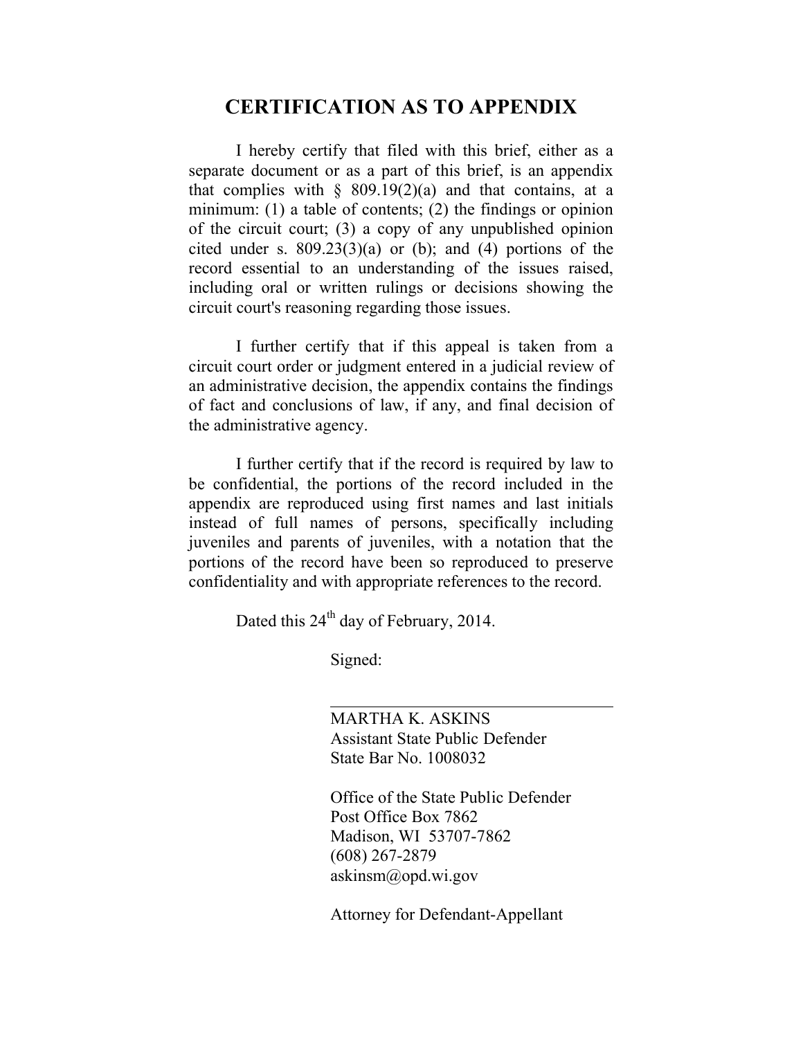# CERTIFICATION AS TO APPENDIX

I hereby certify that filed with this brief, either as a separate document or as a part of this brief, is an appendix that complies with § 809.19(2)(a) and that contains, at a minimum: (1) a table of contents; (2) the findings or opinion of the circuit court; (3) a copy of any unpublished opinion cited under s. 809.23(3)(a) or (b); and (4) portions of the record essential to an understanding of the issues raised, including oral or written rulings or decisions showing the circuit court's reasoning regarding those issues.

I further certify that if this appeal is taken from a circuit court order or judgment entered in a judicial review of an administrative decision, the appendix contains the findings of fact and conclusions of law, if any, and final decision of the administrative agency.

I further certify that if the record is required by law to be confidential, the portions of the record included in the appendix are reproduced using first names and last initials instead of full names of persons, specifically including juveniles and parents of juveniles, with a notation that the portions of the record have been so reproduced to preserve confidentiality and with appropriate references to the record.

Dated this 24th day of February, 2014.

Signed:

MARTHA K. ASKINS
Assistant State Public Defender
State Bar No. 1008032

Office of the State Public Defender
Post Office Box 7862
Madison, WI 53707-7862
(608) 267-2879
askinsm@opd.wi.gov

Attorney for Defendant-Appellant